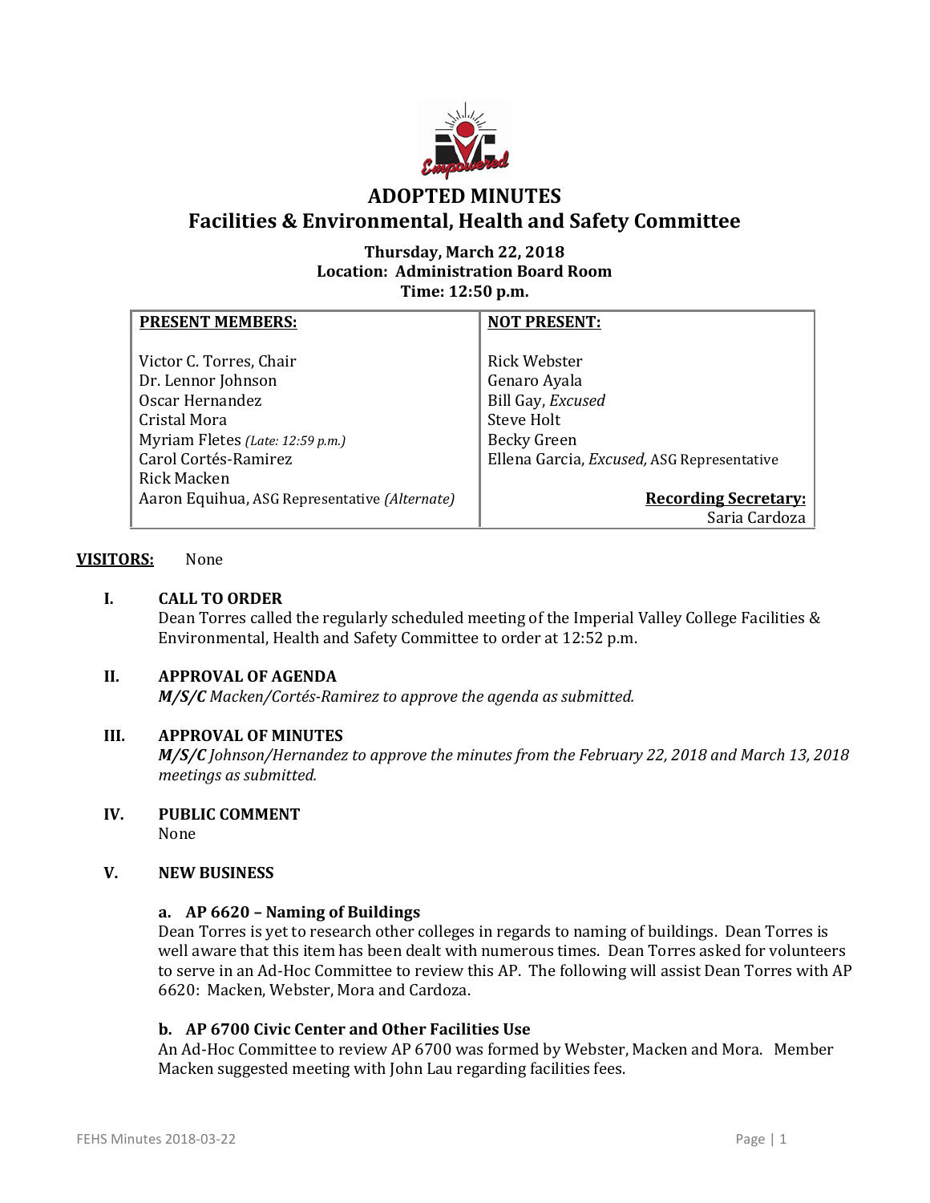# ADOPTED MINUTES
## Facilities & Environmental, Health and Safety Committee

**Thursday, March 22, 2018**
**Location: Administration Board Room**
**Time: 12:50 p.m.**

| **PRESENT MEMBERS:** | **NOT PRESENT:** |
|---|---|
| Victor C. Torres, Chair | Rick Webster |
| Dr. Lennor Johnson | Genaro Ayala |
| Oscar Hernandez | Bill Gay, *Excused* |
| Cristal Mora | Steve Holt |
| Myriam Fletes *(Late: 12:59 p.m.)* | Becky Green |
| Carol Cortés-Ramirez | Ellena Garcia, *Excused,* ASG Representative |
| Rick Macken | |
| Aaron Equihua, ASG Representative *(Alternate)* | **Recording Secretary:** Saria Cardoza |

**VISITORS:** None

**I. CALL TO ORDER**

Dean Torres called the regularly scheduled meeting of the Imperial Valley College Facilities & Environmental, Health and Safety Committee to order at 12:52 p.m.

**II. APPROVAL OF AGENDA**

***M/S/C*** *Macken/Cortés-Ramirez to approve the agenda as submitted.*

**III. APPROVAL OF MINUTES**

***M/S/C*** *Johnson/Hernandez to approve the minutes from the February 22, 2018 and March 13, 2018 meetings as submitted.*

**IV. PUBLIC COMMENT**

None

**V. NEW BUSINESS**

**a. AP 6620 – Naming of Buildings**

Dean Torres is yet to research other colleges in regards to naming of buildings. Dean Torres is well aware that this item has been dealt with numerous times. Dean Torres asked for volunteers to serve in an Ad-Hoc Committee to review this AP. The following will assist Dean Torres with AP 6620: Macken, Webster, Mora and Cardoza.

**b. AP 6700 Civic Center and Other Facilities Use**

An Ad-Hoc Committee to review AP 6700 was formed by Webster, Macken and Mora. Member Macken suggested meeting with John Lau regarding facilities fees.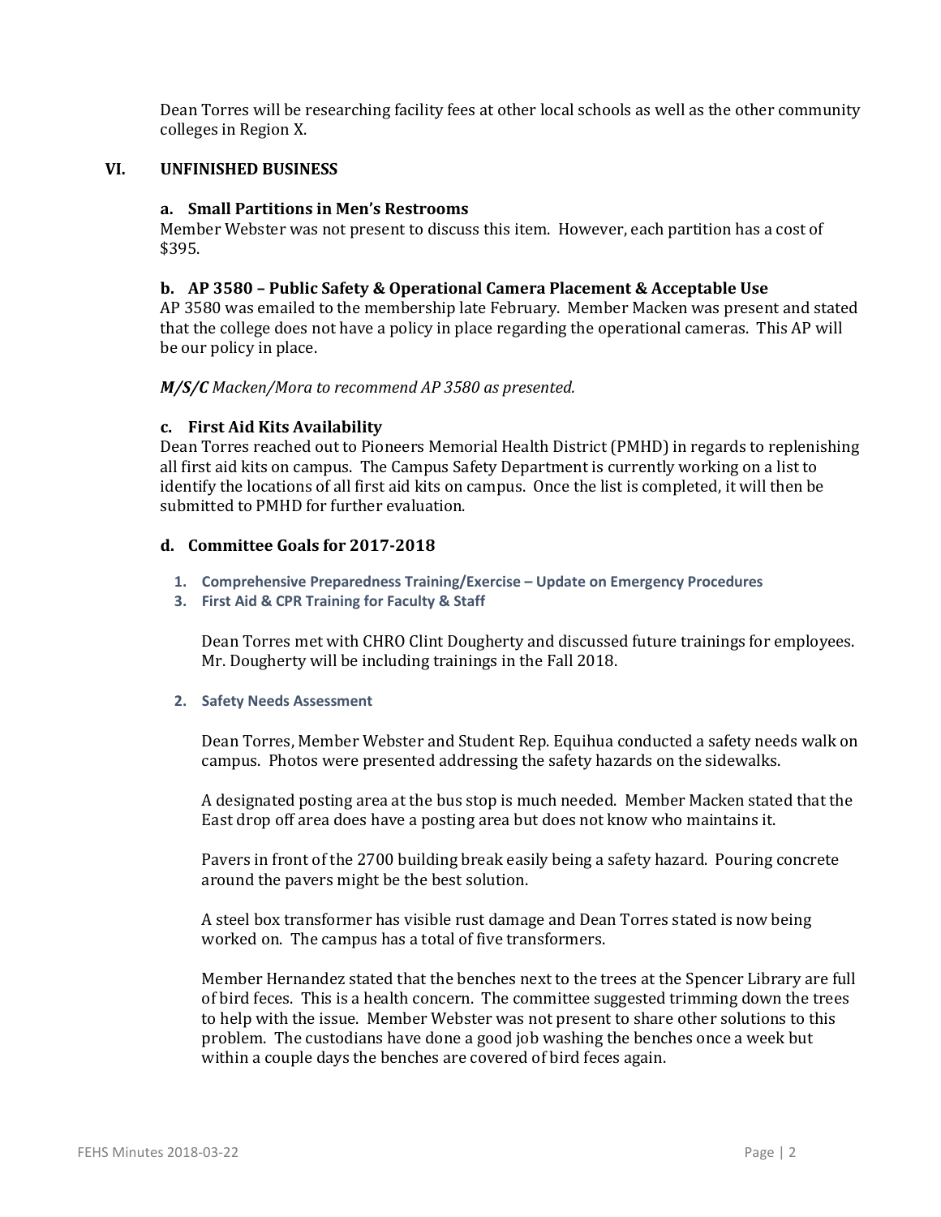Dean Torres will be researching facility fees at other local schools as well as the other community colleges in Region X.

## VI. UNFINISHED BUSINESS

### a. Small Partitions in Men's Restrooms

Member Webster was not present to discuss this item. However, each partition has a cost of $395.

### b. AP 3580 – Public Safety & Operational Camera Placement & Acceptable Use

AP 3580 was emailed to the membership late February. Member Macken was present and stated that the college does not have a policy in place regarding the operational cameras. This AP will be our policy in place.

***M/S/C*** *Macken/Mora to recommend AP 3580 as presented.*

### c. First Aid Kits Availability

Dean Torres reached out to Pioneers Memorial Health District (PMHD) in regards to replenishing all first aid kits on campus. The Campus Safety Department is currently working on a list to identify the locations of all first aid kits on campus. Once the list is completed, it will then be submitted to PMHD for further evaluation.

### d. Committee Goals for 2017-2018

1. **Comprehensive Preparedness Training/Exercise – Update on Emergency Procedures**
3. **First Aid & CPR Training for Faculty & Staff**

Dean Torres met with CHRO Clint Dougherty and discussed future trainings for employees. Mr. Dougherty will be including trainings in the Fall 2018.

2. **Safety Needs Assessment**

Dean Torres, Member Webster and Student Rep. Equihua conducted a safety needs walk on campus. Photos were presented addressing the safety hazards on the sidewalks.

A designated posting area at the bus stop is much needed. Member Macken stated that the East drop off area does have a posting area but does not know who maintains it.

Pavers in front of the 2700 building break easily being a safety hazard. Pouring concrete around the pavers might be the best solution.

A steel box transformer has visible rust damage and Dean Torres stated is now being worked on. The campus has a total of five transformers.

Member Hernandez stated that the benches next to the trees at the Spencer Library are full of bird feces. This is a health concern. The committee suggested trimming down the trees to help with the issue. Member Webster was not present to share other solutions to this problem. The custodians have done a good job washing the benches once a week but within a couple days the benches are covered of bird feces again.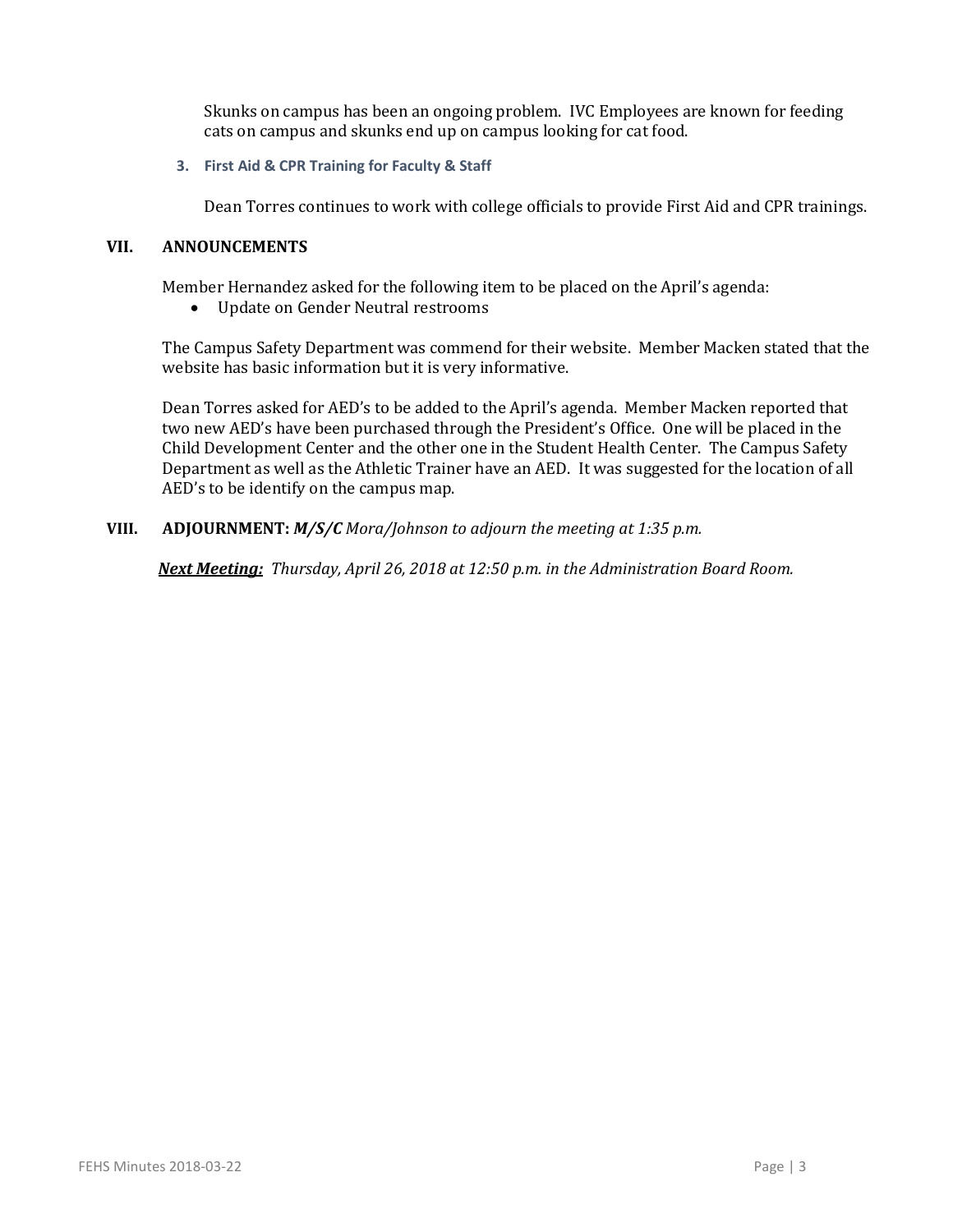Skunks on campus has been an ongoing problem. IVC Employees are known for feeding cats on campus and skunks end up on campus looking for cat food.

**3. First Aid & CPR Training for Faculty & Staff**

Dean Torres continues to work with college officials to provide First Aid and CPR trainings.

## VII. ANNOUNCEMENTS

Member Hernandez asked for the following item to be placed on the April's agenda:

- Update on Gender Neutral restrooms

The Campus Safety Department was commend for their website. Member Macken stated that the website has basic information but it is very informative.

Dean Torres asked for AED's to be added to the April's agenda. Member Macken reported that two new AED's have been purchased through the President's Office. One will be placed in the Child Development Center and the other one in the Student Health Center. The Campus Safety Department as well as the Athletic Trainer have an AED. It was suggested for the location of all AED's to be identify on the campus map.

## VIII. ADJOURNMENT: ***M/S/C*** *Mora/Johnson to adjourn the meeting at 1:35 p.m.*

***Next Meeting:*** *Thursday, April 26, 2018 at 12:50 p.m. in the Administration Board Room.*